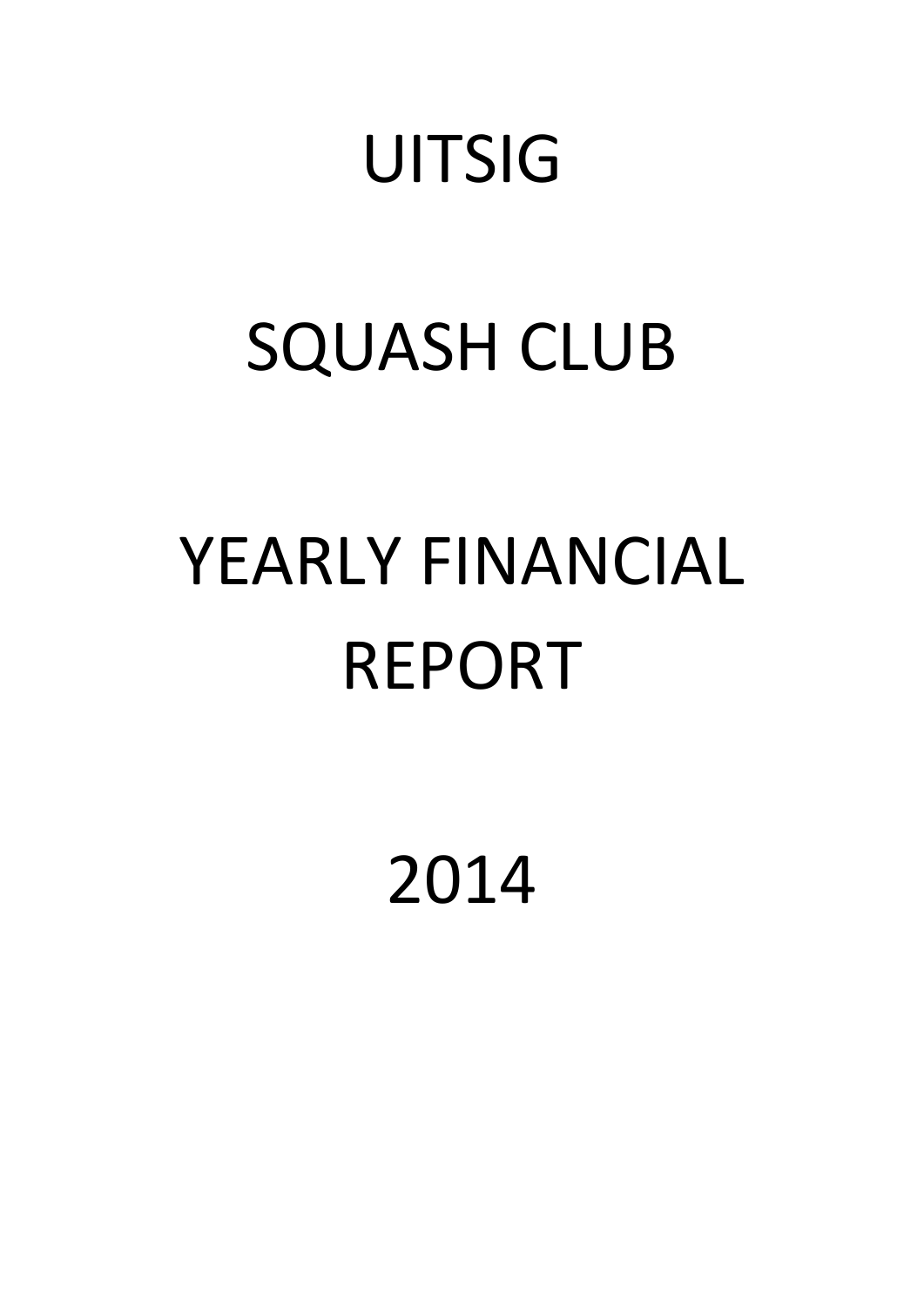# UITSIG

# SQUASH CLUB

# YEARLY FINANCIAL REPORT

# 2014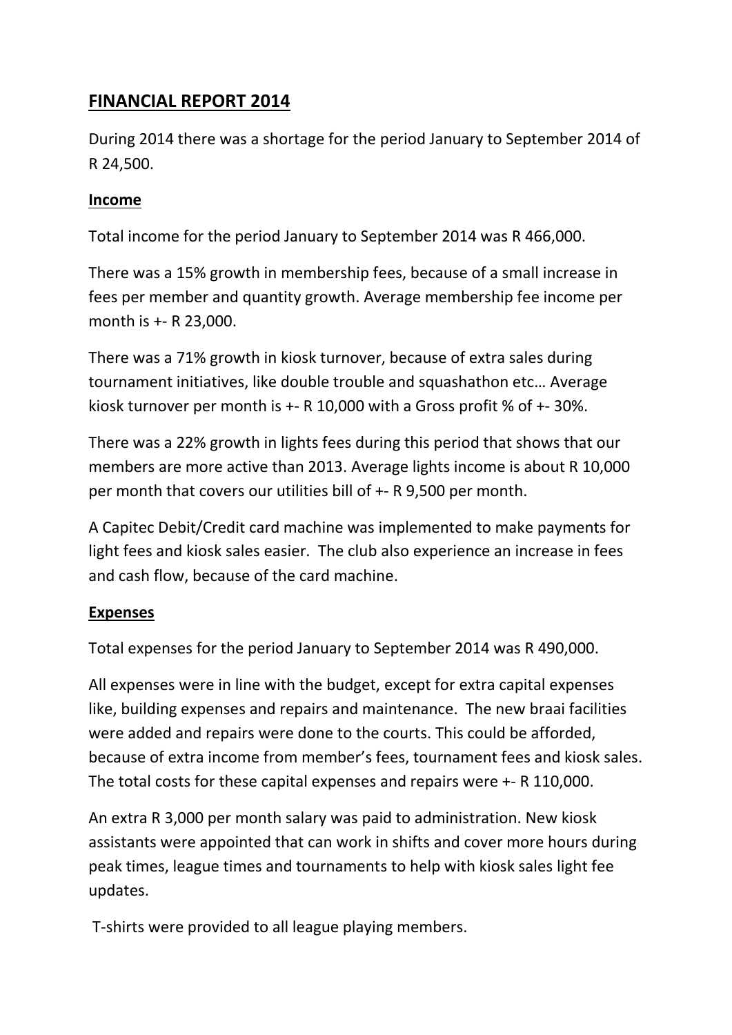## FINANCIAL REPORT 2014

During 2014 there was a shortage for the period January to September 2014 of R 24,500.

### Income

Total income for the period January to September 2014 was R 466,000.

There was a 15% growth in membership fees, because of a small increase in fees per member and quantity growth. Average membership fee income per month is +- R 23,000.

There was a 71% growth in kiosk turnover, because of extra sales during tournament initiatives, like double trouble and squashathon etc… Average kiosk turnover per month is +- R 10,000 with a Gross profit % of +- 30%.

There was a 22% growth in lights fees during this period that shows that our members are more active than 2013. Average lights income is about R 10,000 per month that covers our utilities bill of +- R 9,500 per month.

A Capitec Debit/Credit card machine was implemented to make payments for light fees and kiosk sales easier. The club also experience an increase in fees and cash flow, because of the card machine.

### Expenses

Total expenses for the period January to September 2014 was R 490,000.

All expenses were in line with the budget, except for extra capital expenses like, building expenses and repairs and maintenance. The new braai facilities were added and repairs were done to the courts. This could be afforded, because of extra income from member's fees, tournament fees and kiosk sales. The total costs for these capital expenses and repairs were +- R 110,000.

An extra R 3,000 per month salary was paid to administration. New kiosk assistants were appointed that can work in shifts and cover more hours during peak times, league times and tournaments to help with kiosk sales light fee updates.

T-shirts were provided to all league playing members.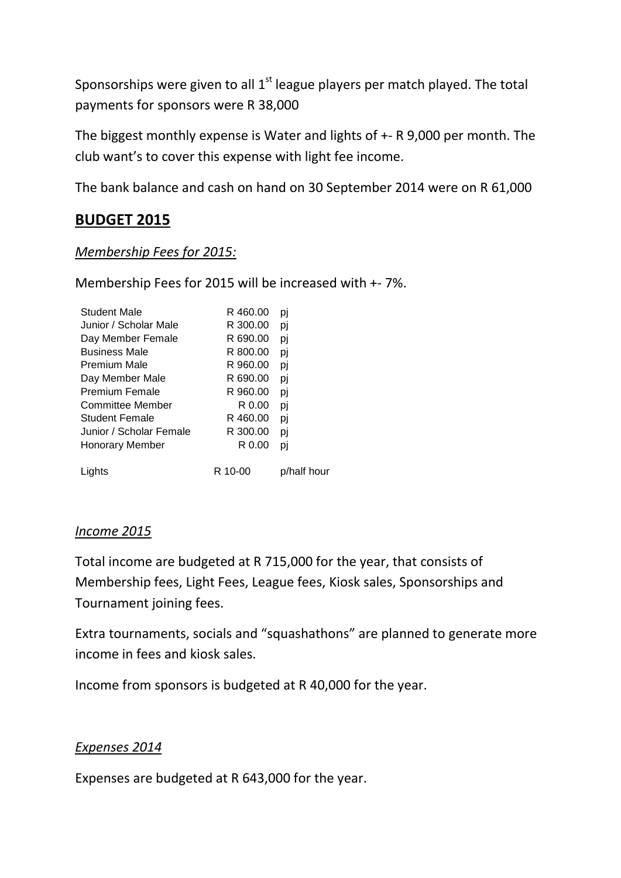Sponsorships were given to all 1st league players per match played. The total payments for sponsors were R 38,000

The biggest monthly expense is Water and lights of +- R 9,000 per month. The club want's to cover this expense with light fee income.

The bank balance and cash on hand on 30 September 2014 were on R 61,000

## BUDGET 2015

*Membership Fees for 2015:*

Membership Fees for 2015 will be increased with +- 7%.

| | | |
|---|---|---|
| Student Male | R 460.00 | pj |
| Junior / Scholar Male | R 300.00 | pj |
| Day Member Female | R 690.00 | pj |
| Business Male | R 800.00 | pj |
| Premium Male | R 960.00 | pj |
| Day Member Male | R 690.00 | pj |
| Premium Female | R 960.00 | pj |
| Committee Member | R 0.00 | pj |
| Student Female | R 460.00 | pj |
| Junior / Scholar Female | R 300.00 | pj |
| Honorary Member | R 0.00 | pj |
| Lights | R 10-00 | p/half hour |

*Income 2015*

Total income are budgeted at R 715,000 for the year, that consists of Membership fees, Light Fees, League fees, Kiosk sales, Sponsorships and Tournament joining fees.

Extra tournaments, socials and "squashathons" are planned to generate more income in fees and kiosk sales.

Income from sponsors is budgeted at R 40,000 for the year.

*Expenses 2014*

Expenses are budgeted at R 643,000 for the year.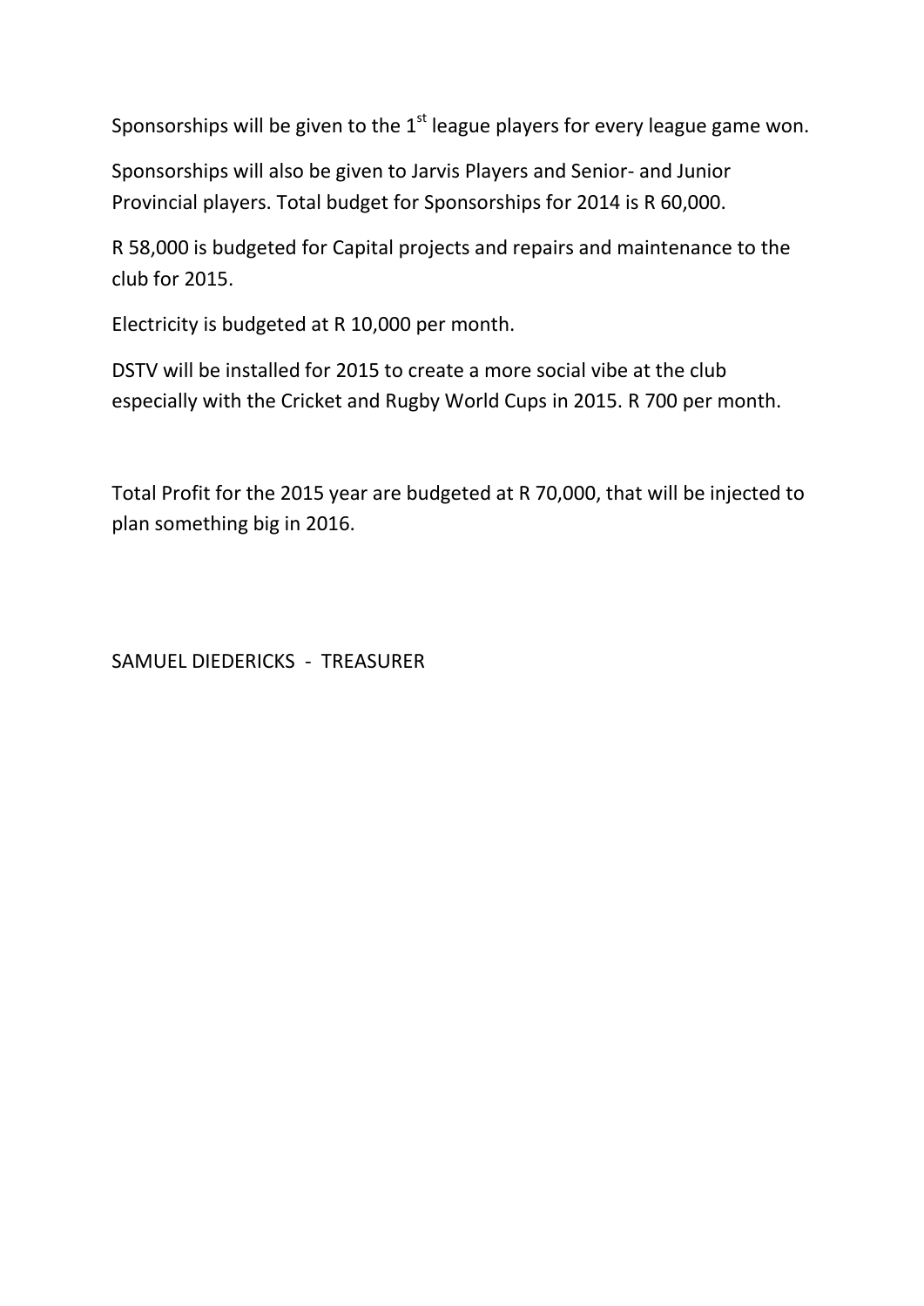Sponsorships will be given to the 1st league players for every league game won.

Sponsorships will also be given to Jarvis Players and Senior- and Junior Provincial players. Total budget for Sponsorships for 2014 is R 60,000.

R 58,000 is budgeted for Capital projects and repairs and maintenance to the club for 2015.

Electricity is budgeted at R 10,000 per month.

DSTV will be installed for 2015 to create a more social vibe at the club especially with the Cricket and Rugby World Cups in 2015. R 700 per month.

Total Profit for the 2015 year are budgeted at R 70,000, that will be injected to plan something big in 2016.

SAMUEL DIEDERICKS - TREASURER